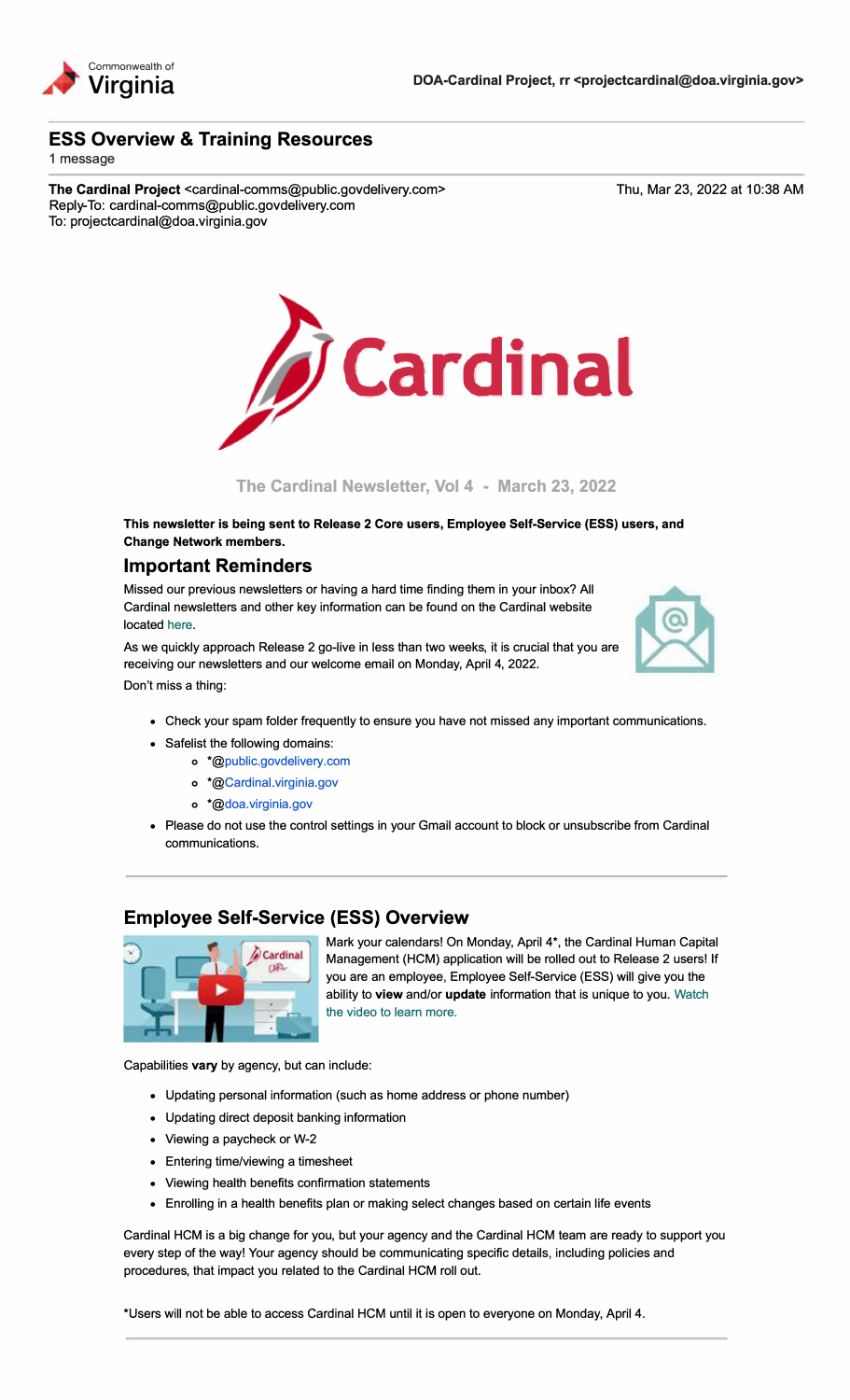Commonwealth of Virginia

**DOA-Cardinal Project, rr <projectcardinal@doa.virginia.gov>**

## ESS Overview & Training Resources

1 message

**The Cardinal Project** <cardinal-comms@public.govdelivery.com>
Reply-To: cardinal-comms@public.govdelivery.com
To: projectcardinal@doa.virginia.gov

Thu, Mar 23, 2022 at 10:38 AM

The Cardinal Newsletter, Vol 4 - March 23, 2022

**This newsletter is being sent to Release 2 Core users, Employee Self-Service (ESS) users, and Change Network members.**

## Important Reminders

Missed our previous newsletters or having a hard time finding them in your inbox? All Cardinal newsletters and other key information can be found on the Cardinal website located here.

As we quickly approach Release 2 go-live in less than two weeks, it is crucial that you are receiving our newsletters and our welcome email on Monday, April 4, 2022.

Don't miss a thing:

- Check your spam folder frequently to ensure you have not missed any important communications.
- Safelist the following domains:
  - *@public.govdelivery.com
  - *@Cardinal.virginia.gov
  - *@doa.virginia.gov
- Please do not use the control settings in your Gmail account to block or unsubscribe from Cardinal communications.

---

## Employee Self-Service (ESS) Overview

Mark your calendars! On Monday, April 4*, the Cardinal Human Capital Management (HCM) application will be rolled out to Release 2 users! If you are an employee, Employee Self-Service (ESS) will give you the ability to **view** and/or **update** information that is unique to you. Watch the video to learn more.

Capabilities **vary** by agency, but can include:

- Updating personal information (such as home address or phone number)
- Updating direct deposit banking information
- Viewing a paycheck or W-2
- Entering time/viewing a timesheet
- Viewing health benefits confirmation statements
- Enrolling in a health benefits plan or making select changes based on certain life events

Cardinal HCM is a big change for you, but your agency and the Cardinal HCM team are ready to support you every step of the way! Your agency should be communicating specific details, including policies and procedures, that impact you related to the Cardinal HCM roll out.

*Users will not be able to access Cardinal HCM until it is open to everyone on Monday, April 4.

---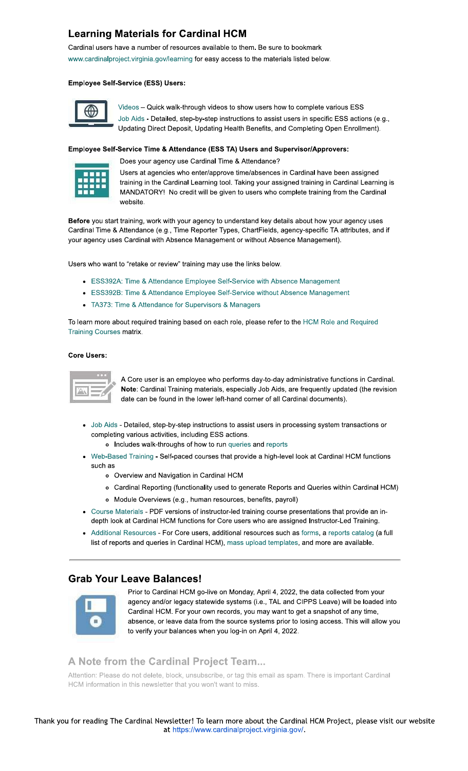## Learning Materials for Cardinal HCM

Cardinal users have a number of resources available to them. Be sure to bookmark www.cardinalproject.virginia.gov/learning for easy access to the materials listed below.

**Employee Self-Service (ESS) Users:**

Videos – Quick walk-through videos to show users how to complete various ESS
Job Aids - Detailed, step-by-step instructions to assist users in specific ESS actions (e.g., Updating Direct Deposit, Updating Health Benefits, and Completing Open Enrollment).

**Employee Self-Service Time & Attendance (ESS TA) Users and Supervisor/Approvers:**

Does your agency use Cardinal Time & Attendance?

Users at agencies who enter/approve time/absences in Cardinal have been assigned training in the Cardinal Learning tool. Taking your assigned training in Cardinal Learning is MANDATORY! No credit will be given to users who complete training from the Cardinal website.

**Before** you start training, work with your agency to understand key details about how your agency uses Cardinal Time & Attendance (e.g., Time Reporter Types, ChartFields, agency-specific TA attributes, and if your agency uses Cardinal with Absence Management or without Absence Management).

Users who want to "retake or review" training may use the links below.

- ESS392A: Time & Attendance Employee Self-Service with Absence Management
- ESS392B: Time & Attendance Employee Self-Service without Absence Management
- TA373: Time & Attendance for Supervisors & Managers

To learn more about required training based on each role, please refer to the HCM Role and Required Training Courses matrix.

**Core Users:**

A Core user is an employee who performs day-to-day administrative functions in Cardinal. **Note**: Cardinal Training materials, especially Job Aids, are frequently updated (the revision date can be found in the lower left-hand corner of all Cardinal documents).

- Job Aids - Detailed, step-by-step instructions to assist users in processing system transactions or completing various activities, including ESS actions.
  - Includes walk-throughs of how to run queries and reports
- Web-Based Training - Self-paced courses that provide a high-level look at Cardinal HCM functions such as
  - Overview and Navigation in Cardinal HCM
  - Cardinal Reporting (functionality used to generate Reports and Queries within Cardinal HCM)
  - Module Overviews (e.g., human resources, benefits, payroll)
- Course Materials - PDF versions of instructor-led training course presentations that provide an in-depth look at Cardinal HCM functions for Core users who are assigned Instructor-Led Training.
- Additional Resources - For Core users, additional resources such as forms, a reports catalog (a full list of reports and queries in Cardinal HCM), mass upload templates, and more are available.

## Grab Your Leave Balances!

Prior to Cardinal HCM go-live on Monday, April 4, 2022, the data collected from your agency and/or legacy statewide systems (i.e., TAL and CIPPS Leave) will be loaded into Cardinal HCM. For your own records, you may want to get a snapshot of any time, absence, or leave data from the source systems prior to losing access. This will allow you to verify your balances when you log-in on April 4, 2022.

## A Note from the Cardinal Project Team...

Attention: Please do not delete, block, unsubscribe, or tag this email as spam. There is important Cardinal HCM information in this newsletter that you won't want to miss.

Thank you for reading The Cardinal Newsletter! To learn more about the Cardinal HCM Project, please visit our website at https://www.cardinalproject.virginia.gov/.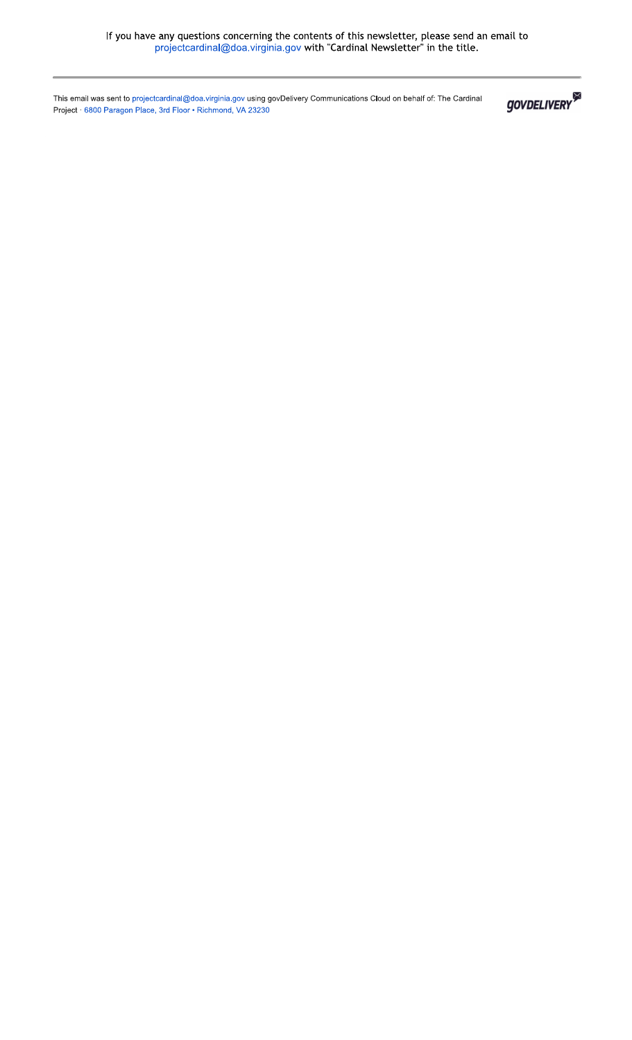If you have any questions concerning the contents of this newsletter, please send an email to projectcardinal@doa.virginia.gov with "Cardinal Newsletter" in the title.

---

This email was sent to projectcardinal@doa.virginia.gov using govDelivery Communications Cloud on behalf of: The Cardinal Project · 6800 Paragon Place, 3rd Floor • Richmond, VA 23230

GOVDELIVERY